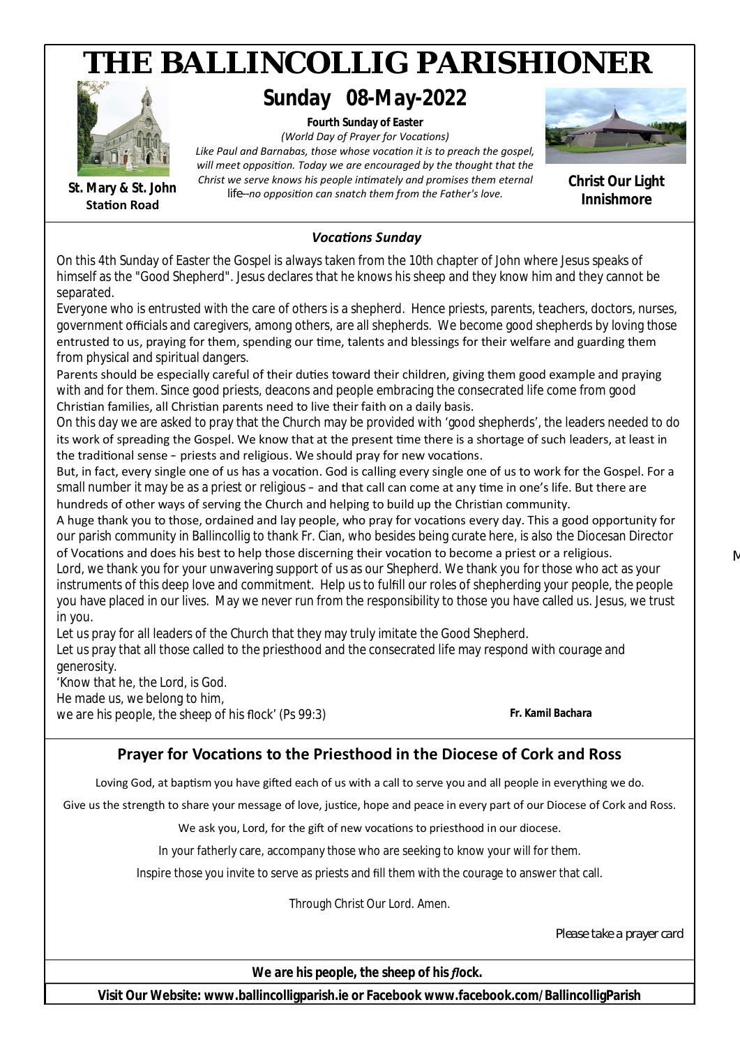# THE BALLINCOLLIG PARISHIONER

**St. Mary & St. John**
**Station Road**

## Sunday 08-May-2022

**Fourth Sunday of Easter**

*(World Day of Prayer for Vocations)*

*Like Paul and Barnabas, those whose vocation it is to preach the gospel, will meet opposition. Today we are encouraged by the thought that the Christ we serve knows his people intimately and promises them eternal* life*--no opposition can snatch them from the Father's love.*

**Christ Our Light**
**Innishmore**

### *Vocations Sunday*

On this 4th Sunday of Easter the Gospel is always taken from the 10th chapter of John where Jesus speaks of himself as the "Good Shepherd". Jesus declares that he knows his sheep and they know him and they cannot be separated.

Everyone who is entrusted with the care of others is a shepherd. Hence priests, parents, teachers, doctors, nurses, government officials and caregivers, among others, are all shepherds. We become good shepherds by loving those entrusted to us, praying for them, spending our time, talents and blessings for their welfare and guarding them from physical and spiritual dangers.

Parents should be especially careful of their duties toward their children, giving them good example and praying with and for them. Since good priests, deacons and people embracing the consecrated life come from good Christian families, all Christian parents need to live their faith on a daily basis.

On this day we are asked to pray that the Church may be provided with 'good shepherds', the leaders needed to do its work of spreading the Gospel. We know that at the present time there is a shortage of such leaders, at least in the traditional sense – priests and religious. We should pray for new vocations.

But, in fact, every single one of us has a vocation. God is calling every single one of us to work for the Gospel. For a small number it may be as a priest or religious – and that call can come at any time in one's life. But there are hundreds of other ways of serving the Church and helping to build up the Christian community.

A huge thank you to those, ordained and lay people, who pray for vocations every day. This a good opportunity for our parish community in Ballincollig to thank Fr. Cian, who besides being curate here, is also the Diocesan Director of Vocations and does his best to help those discerning their vocation to become a priest or a religious.

Lord, we thank you for your unwavering support of us as our Shepherd. We thank you for those who act as your instruments of this deep love and commitment. Help us to fulfill our roles of shepherding your people, the people you have placed in our lives. May we never run from the responsibility to those you have called us. Jesus, we trust in you.

Let us pray for all leaders of the Church that they may truly imitate the Good Shepherd.

Let us pray that all those called to the priesthood and the consecrated life may respond with courage and generosity.

'Know that he, the Lord, is God.
He made us, we belong to him,
we are his people, the sheep of his flock' (Ps 99:3)

**Fr. Kamil Bachara**

## Prayer for Vocations to the Priesthood in the Diocese of Cork and Ross

Loving God, at baptism you have gifted each of us with a call to serve you and all people in everything we do.

Give us the strength to share your message of love, justice, hope and peace in every part of our Diocese of Cork and Ross.

We ask you, Lord, for the gift of new vocations to priesthood in our diocese.

In your fatherly care, accompany those who are seeking to know your will for them.

Inspire those you invite to serve as priests and fill them with the courage to answer that call.

Through Christ Our Lord. Amen.

Please take a prayer card

**We are his people, the sheep of his *flock*.**

**Visit Our Website: www.ballincolligparish.ie or Facebook www.facebook.com/BallincolligParish**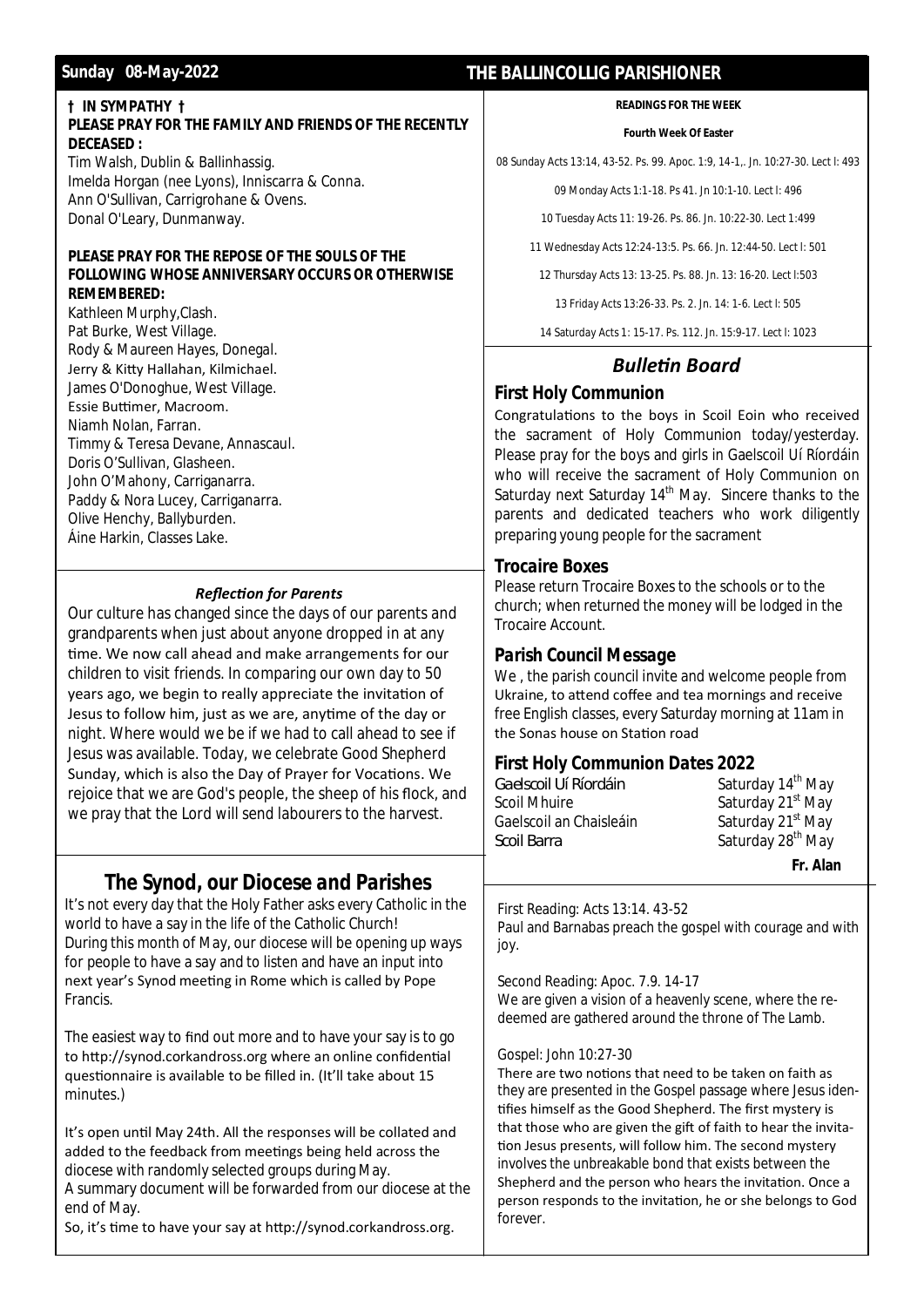**Sunday 08-May-2022** **THE BALLINCOLLIG PARISHIONER**

**† IN SYMPATHY †**

**PLEASE PRAY FOR THE FAMILY AND FRIENDS OF THE RECENTLY DECEASED :**

Tim Walsh, Dublin & Ballinhassig.
Imelda Horgan (nee Lyons), Inniscarra & Conna.
Ann O'Sullivan, Carrigrohane & Ovens.
Donal O'Leary, Dunmanway.

**PLEASE PRAY FOR THE REPOSE OF THE SOULS OF THE FOLLOWING WHOSE ANNIVERSARY OCCURS OR OTHERWISE REMEMBERED:**

Kathleen Murphy,Clash.
Pat Burke, West Village.
Rody & Maureen Hayes, Donegal.
Jerry & Kitty Hallahan, Kilmichael.
James O'Donoghue, West Village.
Essie Buttimer, Macroom.
Niamh Nolan, Farran.
Timmy & Teresa Devane, Annascaul.
Doris O'Sullivan, Glasheen.
John O'Mahony, Carriganarra.
Paddy & Nora Lucey, Carriganarra.
Olive Henchy, Ballyburden.
Áine Harkin, Classes Lake.

### *Reflection for Parents*

Our culture has changed since the days of our parents and grandparents when just about anyone dropped in at any time. We now call ahead and make arrangements for our children to visit friends. In comparing our own day to 50 years ago, we begin to really appreciate the invitation of Jesus to follow him, just as we are, anytime of the day or night. Where would we be if we had to call ahead to see if Jesus was available. Today, we celebrate Good Shepherd Sunday, which is also the Day of Prayer for Vocations. We rejoice that we are God's people, the sheep of his flock, and we pray that the Lord will send labourers to the harvest.

## The Synod, our Diocese and Parishes

It's not every day that the Holy Father asks every Catholic in the world to have a say in the life of the Catholic Church!
During this month of May, our diocese will be opening up ways for people to have a say and to listen and have an input into next year's Synod meeting in Rome which is called by Pope Francis.

The easiest way to find out more and to have your say is to go to http://synod.corkandross.org where an online confidential questionnaire is available to be filled in. (It'll take about 15 minutes.)

It's open until May 24th. All the responses will be collated and added to the feedback from meetings being held across the diocese with randomly selected groups during May.
A summary document will be forwarded from our diocese at the end of May.
So, it's time to have your say at http://synod.corkandross.org.

**READINGS FOR THE WEEK**

**Fourth Week Of Easter**

08 Sunday Acts 13:14, 43-52. Ps. 99. Apoc. 1:9, 14-1,. Jn. 10:27-30. Lect I: 493

09 Monday Acts 1:1-18. Ps 41. Jn 10:1-10. Lect I: 496

10 Tuesday Acts 11: 19-26. Ps. 86. Jn. 10:22-30. Lect 1:499

11 Wednesday Acts 12:24-13:5. Ps. 66. Jn. 12:44-50. Lect I: 501

12 Thursday Acts 13: 13-25. Ps. 88. Jn. 13: 16-20. Lect I:503

13 Friday Acts 13:26-33. Ps. 2. Jn. 14: 1-6. Lect I: 505

14 Saturday Acts 1: 15-17. Ps. 112. Jn. 15:9-17. Lect I: 1023

## *Bulletin Board*

### First Holy Communion

Congratulations to the boys in Scoil Eoin who received the sacrament of Holy Communion today/yesterday. Please pray for the boys and girls in Gaelscoil Uí Ríordáin who will receive the sacrament of Holy Communion on Saturday next Saturday 14th May. Sincere thanks to the parents and dedicated teachers who work diligently preparing young people for the sacrament

### Trocaire Boxes

Please return Trocaire Boxes to the schools or to the church; when returned the money will be lodged in the Trocaire Account.

### *Parish Council Message*

We , the parish council invite and welcome people from Ukraine, to attend coffee and tea mornings and receive free English classes, every Saturday morning at 11am in the Sonas house on Station road

### First Holy Communion Dates 2022

| | |
|---|---|
| Gaelscoil Uí Ríordáin | Saturday 14th May |
| Scoil Mhuire | Saturday 21st May |
| Gaelscoil an Chaisleáin | Saturday 21st May |
| Scoil Barra | Saturday 28th May |

**Fr. Alan**

First Reading: Acts 13:14. 43-52
Paul and Barnabas preach the gospel with courage and with joy.

Second Reading: Apoc. 7.9. 14-17
We are given a vision of a heavenly scene, where the redeemed are gathered around the throne of The Lamb.

Gospel: John 10:27-30
There are two notions that need to be taken on faith as they are presented in the Gospel passage where Jesus identifies himself as the Good Shepherd. The first mystery is that those who are given the gift of faith to hear the invitation Jesus presents, will follow him. The second mystery involves the unbreakable bond that exists between the Shepherd and the person who hears the invitation. Once a person responds to the invitation, he or she belongs to God forever.